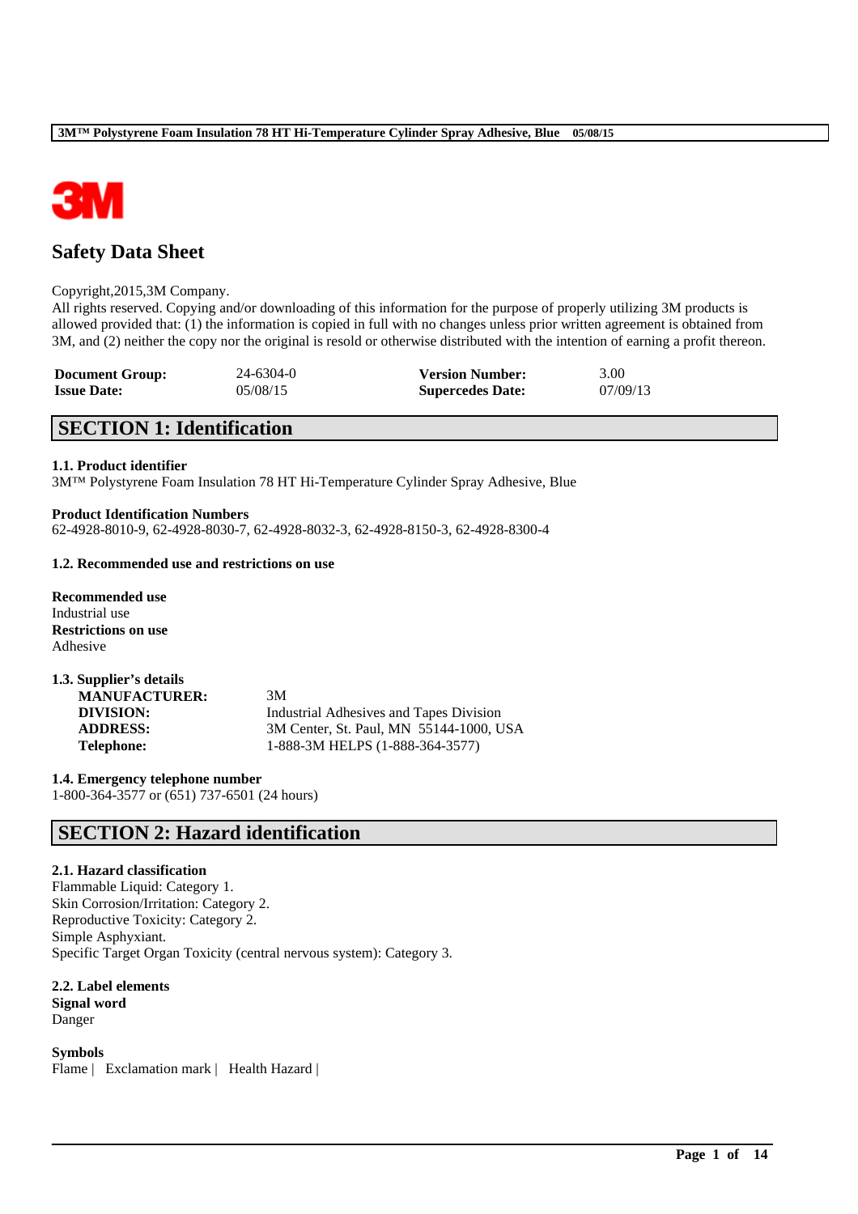# Safety Data Sheet

Copyright,2015,3M Company.
All rights reserved. Copying and/or downloading of this information for the purpose of properly utilizing 3M products is allowed provided that: (1) the information is copied in full with no changes unless prior written agreement is obtained from 3M, and (2) neither the copy nor the original is resold or otherwise distributed with the intention of earning a profit thereon.

| **Document Group:** | 24-6304-0 | **Version Number:** | 3.00 |
|---|---|---|---|
| **Issue Date:** | 05/08/15 | **Supercedes Date:** | 07/09/13 |

## SECTION 1: Identification

### 1.1. Product identifier
3M™ Polystyrene Foam Insulation 78 HT Hi-Temperature Cylinder Spray Adhesive, Blue

**Product Identification Numbers**
62-4928-8010-9, 62-4928-8030-7, 62-4928-8032-3, 62-4928-8150-3, 62-4928-8300-4

### 1.2. Recommended use and restrictions on use

**Recommended use**
Industrial use
**Restrictions on use**
Adhesive

### 1.3. Supplier's details

| | |
|---|---|
| **MANUFACTURER:** | 3M |
| **DIVISION:** | Industrial Adhesives and Tapes Division |
| **ADDRESS:** | 3M Center, St. Paul, MN 55144-1000, USA |
| **Telephone:** | 1-888-3M HELPS (1-888-364-3577) |

### 1.4. Emergency telephone number
1-800-364-3577 or (651) 737-6501 (24 hours)

## SECTION 2: Hazard identification

### 2.1. Hazard classification
Flammable Liquid: Category 1.
Skin Corrosion/Irritation: Category 2.
Reproductive Toxicity: Category 2.
Simple Asphyxiant.
Specific Target Organ Toxicity (central nervous system): Category 3.

### 2.2. Label elements
**Signal word**
Danger

**Symbols**
Flame | Exclamation mark | Health Hazard |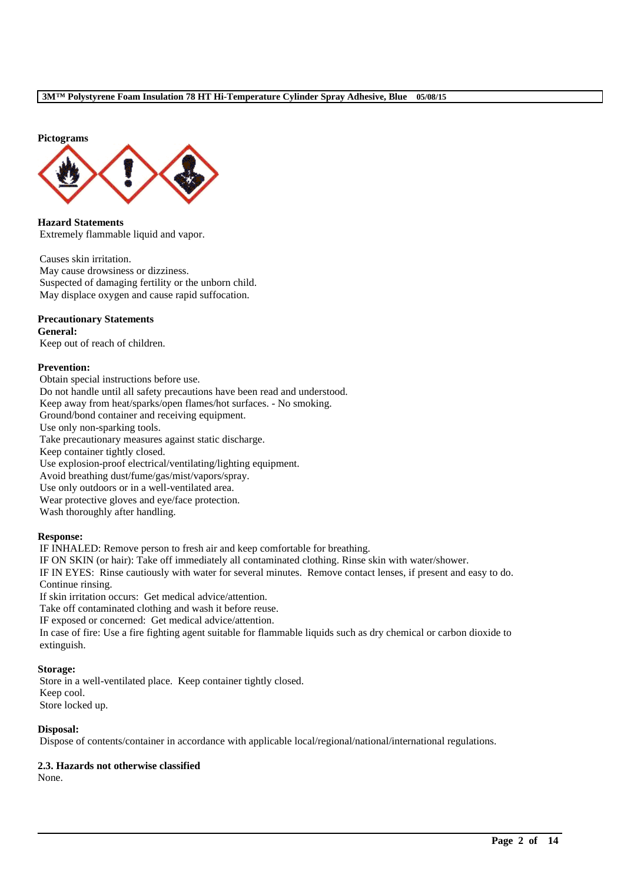**Pictograms**

**Hazard Statements**

Extremely flammable liquid and vapor.

Causes skin irritation.
May cause drowsiness or dizziness.
Suspected of damaging fertility or the unborn child.
May displace oxygen and cause rapid suffocation.

**Precautionary Statements**

**General:**

Keep out of reach of children.

**Prevention:**

Obtain special instructions before use.
Do not handle until all safety precautions have been read and understood.
Keep away from heat/sparks/open flames/hot surfaces. - No smoking.
Ground/bond container and receiving equipment.
Use only non-sparking tools.
Take precautionary measures against static discharge.
Keep container tightly closed.
Use explosion-proof electrical/ventilating/lighting equipment.
Avoid breathing dust/fume/gas/mist/vapors/spray.
Use only outdoors or in a well-ventilated area.
Wear protective gloves and eye/face protection.
Wash thoroughly after handling.

**Response:**

IF INHALED: Remove person to fresh air and keep comfortable for breathing.
IF ON SKIN (or hair): Take off immediately all contaminated clothing. Rinse skin with water/shower.
IF IN EYES: Rinse cautiously with water for several minutes. Remove contact lenses, if present and easy to do. Continue rinsing.
If skin irritation occurs: Get medical advice/attention.
Take off contaminated clothing and wash it before reuse.
IF exposed or concerned: Get medical advice/attention.
In case of fire: Use a fire fighting agent suitable for flammable liquids such as dry chemical or carbon dioxide to extinguish.

**Storage:**

Store in a well-ventilated place. Keep container tightly closed.
Keep cool.
Store locked up.

**Disposal:**

Dispose of contents/container in accordance with applicable local/regional/national/international regulations.

### 2.3. Hazards not otherwise classified

None.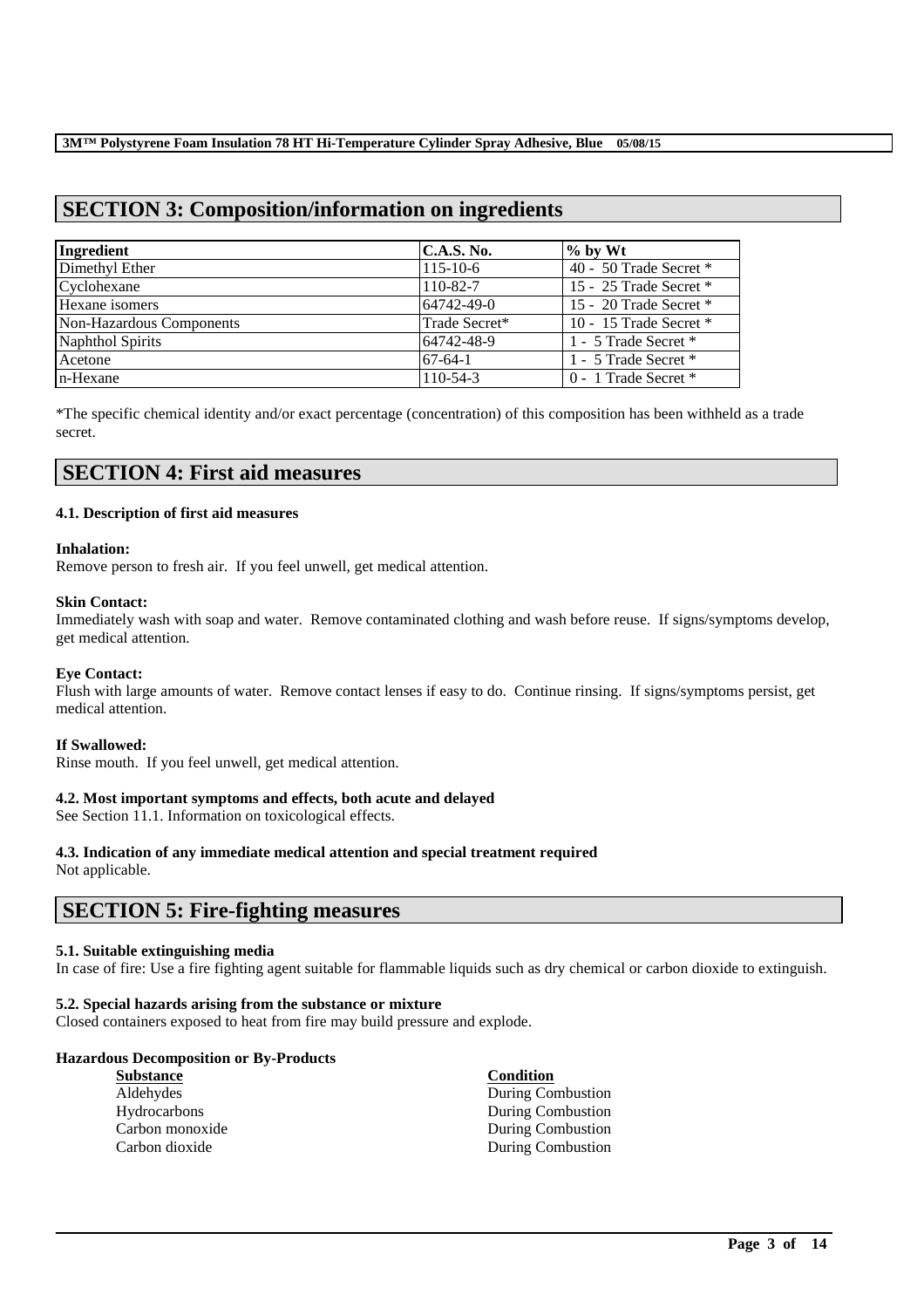## SECTION 3: Composition/information on ingredients

| Ingredient | C.A.S. No. | % by Wt |
|---|---|---|
| Dimethyl Ether | 115-10-6 | 40 - 50 Trade Secret * |
| Cyclohexane | 110-82-7 | 15 - 25 Trade Secret * |
| Hexane isomers | 64742-49-0 | 15 - 20 Trade Secret * |
| Non-Hazardous Components | Trade Secret* | 10 - 15 Trade Secret * |
| Naphthol Spirits | 64742-48-9 | 1 - 5 Trade Secret * |
| Acetone | 67-64-1 | 1 - 5 Trade Secret * |
| n-Hexane | 110-54-3 | 0 - 1 Trade Secret * |

*The specific chemical identity and/or exact percentage (concentration) of this composition has been withheld as a trade secret.

## SECTION 4: First aid measures

### 4.1. Description of first aid measures

**Inhalation:**
Remove person to fresh air. If you feel unwell, get medical attention.

**Skin Contact:**
Immediately wash with soap and water. Remove contaminated clothing and wash before reuse. If signs/symptoms develop, get medical attention.

**Eye Contact:**
Flush with large amounts of water. Remove contact lenses if easy to do. Continue rinsing. If signs/symptoms persist, get medical attention.

**If Swallowed:**
Rinse mouth. If you feel unwell, get medical attention.

### 4.2. Most important symptoms and effects, both acute and delayed

See Section 11.1. Information on toxicological effects.

### 4.3. Indication of any immediate medical attention and special treatment required

Not applicable.

## SECTION 5: Fire-fighting measures

### 5.1. Suitable extinguishing media

In case of fire: Use a fire fighting agent suitable for flammable liquids such as dry chemical or carbon dioxide to extinguish.

### 5.2. Special hazards arising from the substance or mixture

Closed containers exposed to heat from fire may build pressure and explode.

**Hazardous Decomposition or By-Products**

| Substance | Condition |
|---|---|
| Aldehydes | During Combustion |
| Hydrocarbons | During Combustion |
| Carbon monoxide | During Combustion |
| Carbon dioxide | During Combustion |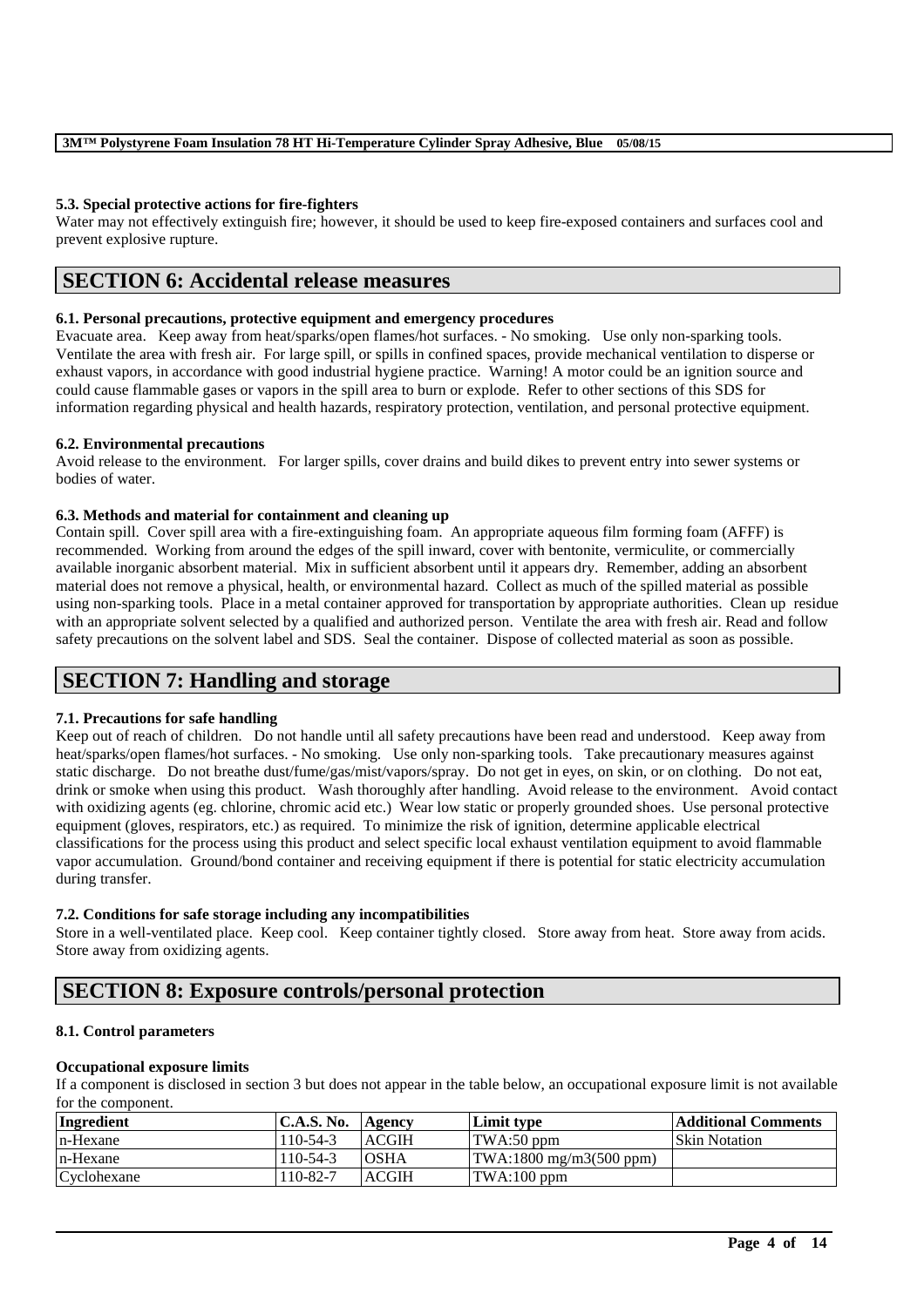### 5.3. Special protective actions for fire-fighters

Water may not effectively extinguish fire; however, it should be used to keep fire-exposed containers and surfaces cool and prevent explosive rupture.

## SECTION 6: Accidental release measures

### 6.1. Personal precautions, protective equipment and emergency procedures

Evacuate area. Keep away from heat/sparks/open flames/hot surfaces. - No smoking. Use only non-sparking tools. Ventilate the area with fresh air. For large spill, or spills in confined spaces, provide mechanical ventilation to disperse or exhaust vapors, in accordance with good industrial hygiene practice. Warning! A motor could be an ignition source and could cause flammable gases or vapors in the spill area to burn or explode. Refer to other sections of this SDS for information regarding physical and health hazards, respiratory protection, ventilation, and personal protective equipment.

### 6.2. Environmental precautions

Avoid release to the environment. For larger spills, cover drains and build dikes to prevent entry into sewer systems or bodies of water.

### 6.3. Methods and material for containment and cleaning up

Contain spill. Cover spill area with a fire-extinguishing foam. An appropriate aqueous film forming foam (AFFF) is recommended. Working from around the edges of the spill inward, cover with bentonite, vermiculite, or commercially available inorganic absorbent material. Mix in sufficient absorbent until it appears dry. Remember, adding an absorbent material does not remove a physical, health, or environmental hazard. Collect as much of the spilled material as possible using non-sparking tools. Place in a metal container approved for transportation by appropriate authorities. Clean up residue with an appropriate solvent selected by a qualified and authorized person. Ventilate the area with fresh air. Read and follow safety precautions on the solvent label and SDS. Seal the container. Dispose of collected material as soon as possible.

## SECTION 7: Handling and storage

### 7.1. Precautions for safe handling

Keep out of reach of children. Do not handle until all safety precautions have been read and understood. Keep away from heat/sparks/open flames/hot surfaces. - No smoking. Use only non-sparking tools. Take precautionary measures against static discharge. Do not breathe dust/fume/gas/mist/vapors/spray. Do not get in eyes, on skin, or on clothing. Do not eat, drink or smoke when using this product. Wash thoroughly after handling. Avoid release to the environment. Avoid contact with oxidizing agents (eg. chlorine, chromic acid etc.) Wear low static or properly grounded shoes. Use personal protective equipment (gloves, respirators, etc.) as required. To minimize the risk of ignition, determine applicable electrical classifications for the process using this product and select specific local exhaust ventilation equipment to avoid flammable vapor accumulation. Ground/bond container and receiving equipment if there is potential for static electricity accumulation during transfer.

### 7.2. Conditions for safe storage including any incompatibilities

Store in a well-ventilated place. Keep cool. Keep container tightly closed. Store away from heat. Store away from acids. Store away from oxidizing agents.

## SECTION 8: Exposure controls/personal protection

### 8.1. Control parameters

**Occupational exposure limits**

If a component is disclosed in section 3 but does not appear in the table below, an occupational exposure limit is not available for the component.

| Ingredient | C.A.S. No. | Agency | Limit type | Additional Comments |
|---|---|---|---|---|
| n-Hexane | 110-54-3 | ACGIH | TWA:50 ppm | Skin Notation |
| n-Hexane | 110-54-3 | OSHA | TWA:1800 mg/m3(500 ppm) | |
| Cyclohexane | 110-82-7 | ACGIH | TWA:100 ppm | |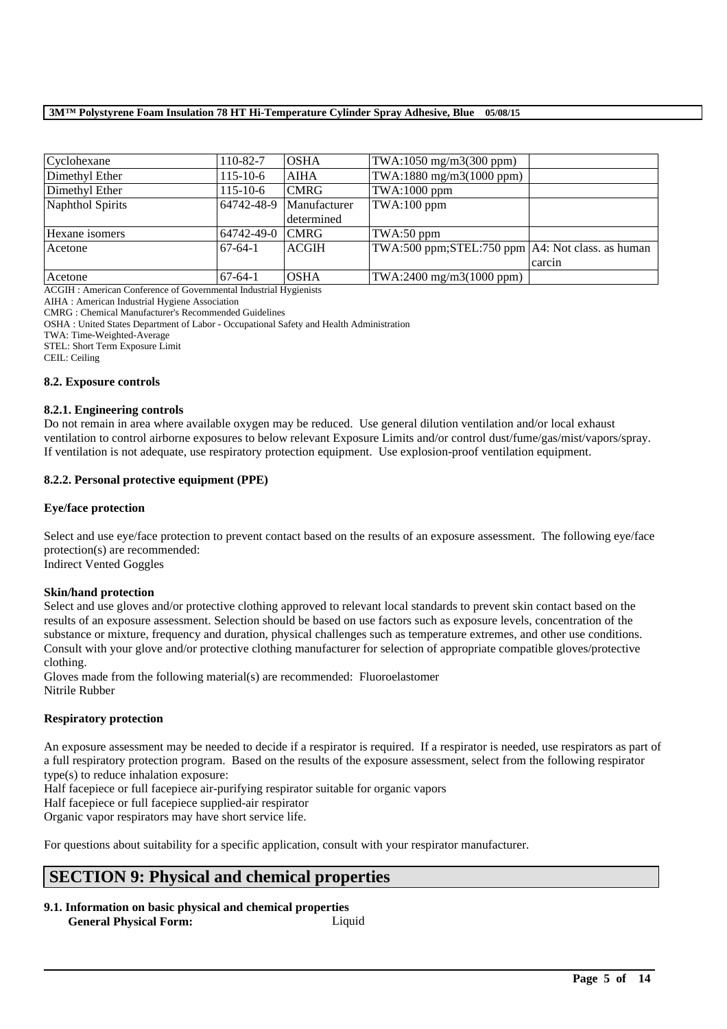| Cyclohexane | 110-82-7 | OSHA | TWA:1050 mg/m3(300 ppm) | |
|---|---|---|---|---|
| Dimethyl Ether | 115-10-6 | AIHA | TWA:1880 mg/m3(1000 ppm) | |
| Dimethyl Ether | 115-10-6 | CMRG | TWA:1000 ppm | |
| Naphthol Spirits | 64742-48-9 | Manufacturer determined | TWA:100 ppm | |
| Hexane isomers | 64742-49-0 | CMRG | TWA:50 ppm | |
| Acetone | 67-64-1 | ACGIH | TWA:500 ppm;STEL:750 ppm | A4: Not class. as human carcin |
| Acetone | 67-64-1 | OSHA | TWA:2400 mg/m3(1000 ppm) | |

ACGIH : American Conference of Governmental Industrial Hygienists
AIHA : American Industrial Hygiene Association
CMRG : Chemical Manufacturer's Recommended Guidelines
OSHA : United States Department of Labor - Occupational Safety and Health Administration
TWA: Time-Weighted-Average
STEL: Short Term Exposure Limit
CEIL: Ceiling

#### 8.2. Exposure controls

#### 8.2.1. Engineering controls

Do not remain in area where available oxygen may be reduced. Use general dilution ventilation and/or local exhaust ventilation to control airborne exposures to below relevant Exposure Limits and/or control dust/fume/gas/mist/vapors/spray. If ventilation is not adequate, use respiratory protection equipment. Use explosion-proof ventilation equipment.

#### 8.2.2. Personal protective equipment (PPE)

**Eye/face protection**

Select and use eye/face protection to prevent contact based on the results of an exposure assessment. The following eye/face protection(s) are recommended:
Indirect Vented Goggles

**Skin/hand protection**

Select and use gloves and/or protective clothing approved to relevant local standards to prevent skin contact based on the results of an exposure assessment. Selection should be based on use factors such as exposure levels, concentration of the substance or mixture, frequency and duration, physical challenges such as temperature extremes, and other use conditions. Consult with your glove and/or protective clothing manufacturer for selection of appropriate compatible gloves/protective clothing.
Gloves made from the following material(s) are recommended: Fluoroelastomer
Nitrile Rubber

**Respiratory protection**

An exposure assessment may be needed to decide if a respirator is required. If a respirator is needed, use respirators as part of a full respiratory protection program. Based on the results of the exposure assessment, select from the following respirator type(s) to reduce inhalation exposure:
Half facepiece or full facepiece air-purifying respirator suitable for organic vapors
Half facepiece or full facepiece supplied-air respirator
Organic vapor respirators may have short service life.

For questions about suitability for a specific application, consult with your respirator manufacturer.

## SECTION 9: Physical and chemical properties

#### 9.1. Information on basic physical and chemical properties

**General Physical Form:** Liquid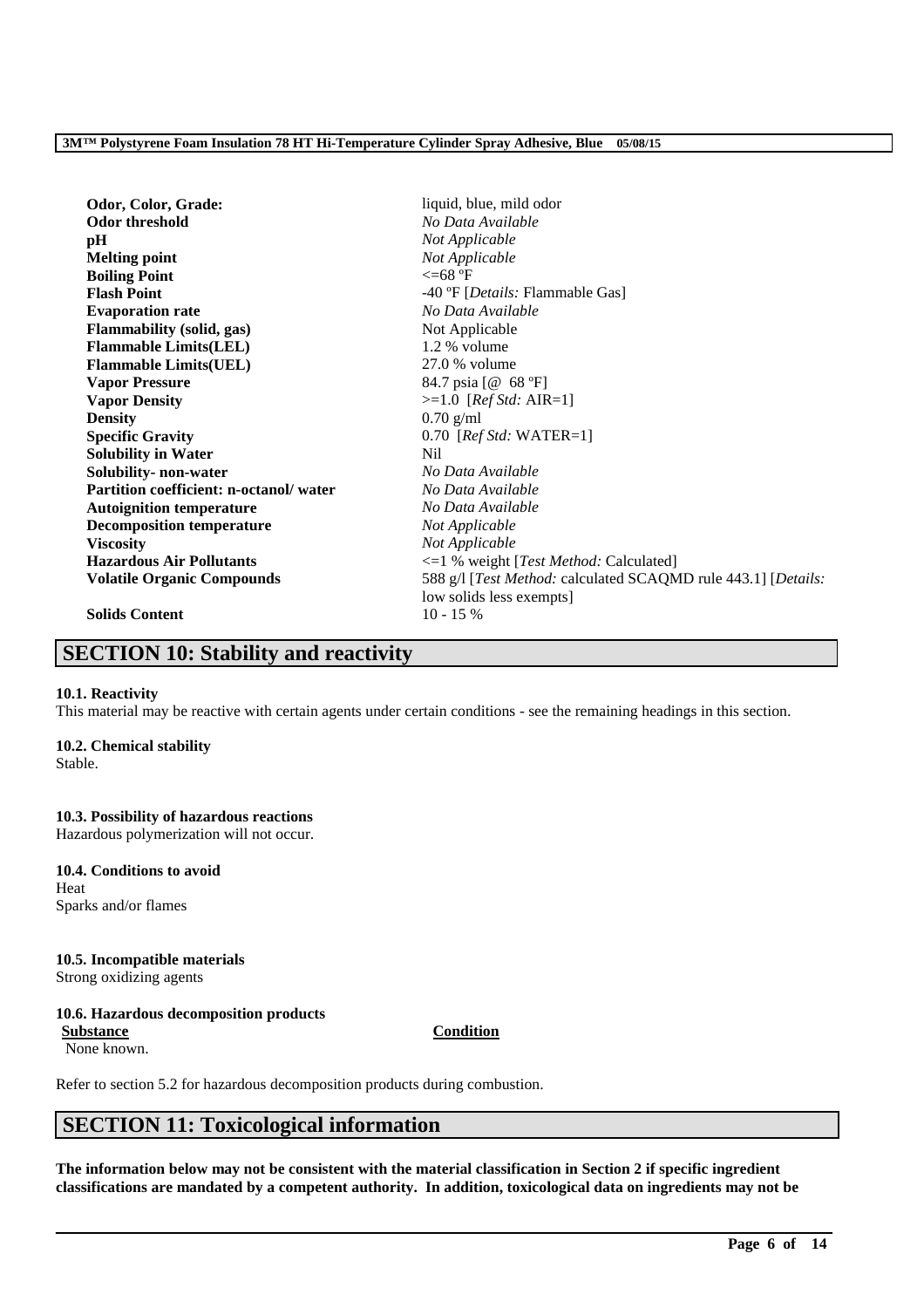| | |
|---|---|
| **Odor, Color, Grade:** | liquid, blue, mild odor |
| **Odor threshold** | *No Data Available* |
| **pH** | *Not Applicable* |
| **Melting point** | *Not Applicable* |
| **Boiling Point** | <=68 ºF |
| **Flash Point** | -40 ºF [*Details:* Flammable Gas] |
| **Evaporation rate** | *No Data Available* |
| **Flammability (solid, gas)** | Not Applicable |
| **Flammable Limits(LEL)** | 1.2 % volume |
| **Flammable Limits(UEL)** | 27.0 % volume |
| **Vapor Pressure** | 84.7 psia [@ 68 ºF] |
| **Vapor Density** | >=1.0 [*Ref Std:* AIR=1] |
| **Density** | 0.70 g/ml |
| **Specific Gravity** | 0.70 [*Ref Std:* WATER=1] |
| **Solubility in Water** | Nil |
| **Solubility- non-water** | *No Data Available* |
| **Partition coefficient: n-octanol/ water** | *No Data Available* |
| **Autoignition temperature** | *No Data Available* |
| **Decomposition temperature** | *Not Applicable* |
| **Viscosity** | *Not Applicable* |
| **Hazardous Air Pollutants** | <=1 % weight [*Test Method:* Calculated] |
| **Volatile Organic Compounds** | 588 g/l [*Test Method:* calculated SCAQMD rule 443.1] [*Details:* low solids less exempts] |
| **Solids Content** | 10 - 15 % |

# SECTION 10: Stability and reactivity

**10.1. Reactivity**

This material may be reactive with certain agents under certain conditions - see the remaining headings in this section.

**10.2. Chemical stability**

Stable.

**10.3. Possibility of hazardous reactions**

Hazardous polymerization will not occur.

**10.4. Conditions to avoid**

Heat

Sparks and/or flames

**10.5. Incompatible materials**

Strong oxidizing agents

**10.6. Hazardous decomposition products**

| Substance | Condition |
|---|---|
| None known. | |

Refer to section 5.2 for hazardous decomposition products during combustion.

# SECTION 11: Toxicological information

**The information below may not be consistent with the material classification in Section 2 if specific ingredient classifications are mandated by a competent authority. In addition, toxicological data on ingredients may not be**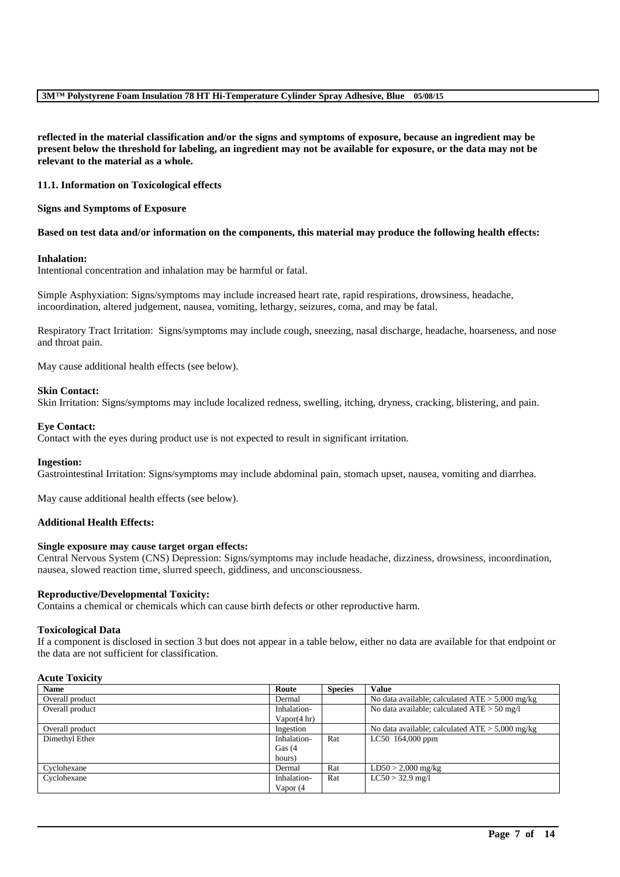**reflected in the material classification and/or the signs and symptoms of exposure, because an ingredient may be present below the threshold for labeling, an ingredient may not be available for exposure, or the data may not be relevant to the material as a whole.**

**11.1. Information on Toxicological effects**

**Signs and Symptoms of Exposure**

**Based on test data and/or information on the components, this material may produce the following health effects:**

**Inhalation:**
Intentional concentration and inhalation may be harmful or fatal.

Simple Asphyxiation: Signs/symptoms may include increased heart rate, rapid respirations, drowsiness, headache, incoordination, altered judgement, nausea, vomiting, lethargy, seizures, coma, and may be fatal.

Respiratory Tract Irritation: Signs/symptoms may include cough, sneezing, nasal discharge, headache, hoarseness, and nose and throat pain.

May cause additional health effects (see below).

**Skin Contact:**
Skin Irritation: Signs/symptoms may include localized redness, swelling, itching, dryness, cracking, blistering, and pain.

**Eye Contact:**
Contact with the eyes during product use is not expected to result in significant irritation.

**Ingestion:**
Gastrointestinal Irritation: Signs/symptoms may include abdominal pain, stomach upset, nausea, vomiting and diarrhea.

May cause additional health effects (see below).

**Additional Health Effects:**

**Single exposure may cause target organ effects:**
Central Nervous System (CNS) Depression: Signs/symptoms may include headache, dizziness, drowsiness, incoordination, nausea, slowed reaction time, slurred speech, giddiness, and unconsciousness.

**Reproductive/Developmental Toxicity:**
Contains a chemical or chemicals which can cause birth defects or other reproductive harm.

**Toxicological Data**
If a component is disclosed in section 3 but does not appear in a table below, either no data are available for that endpoint or the data are not sufficient for classification.

**Acute Toxicity**

| Name | Route | Species | Value |
|---|---|---|---|
| Overall product | Dermal | | No data available; calculated ATE > 5,000 mg/kg |
| Overall product | Inhalation-Vapor(4 hr) | | No data available; calculated ATE > 50 mg/l |
| Overall product | Ingestion | | No data available; calculated ATE > 5,000 mg/kg |
| Dimethyl Ether | Inhalation-Gas (4 hours) | Rat | LC50 164,000 ppm |
| Cyclohexane | Dermal | Rat | LD50 > 2,000 mg/kg |
| Cyclohexane | Inhalation-Vapor (4 | Rat | LC50 > 32.9 mg/l |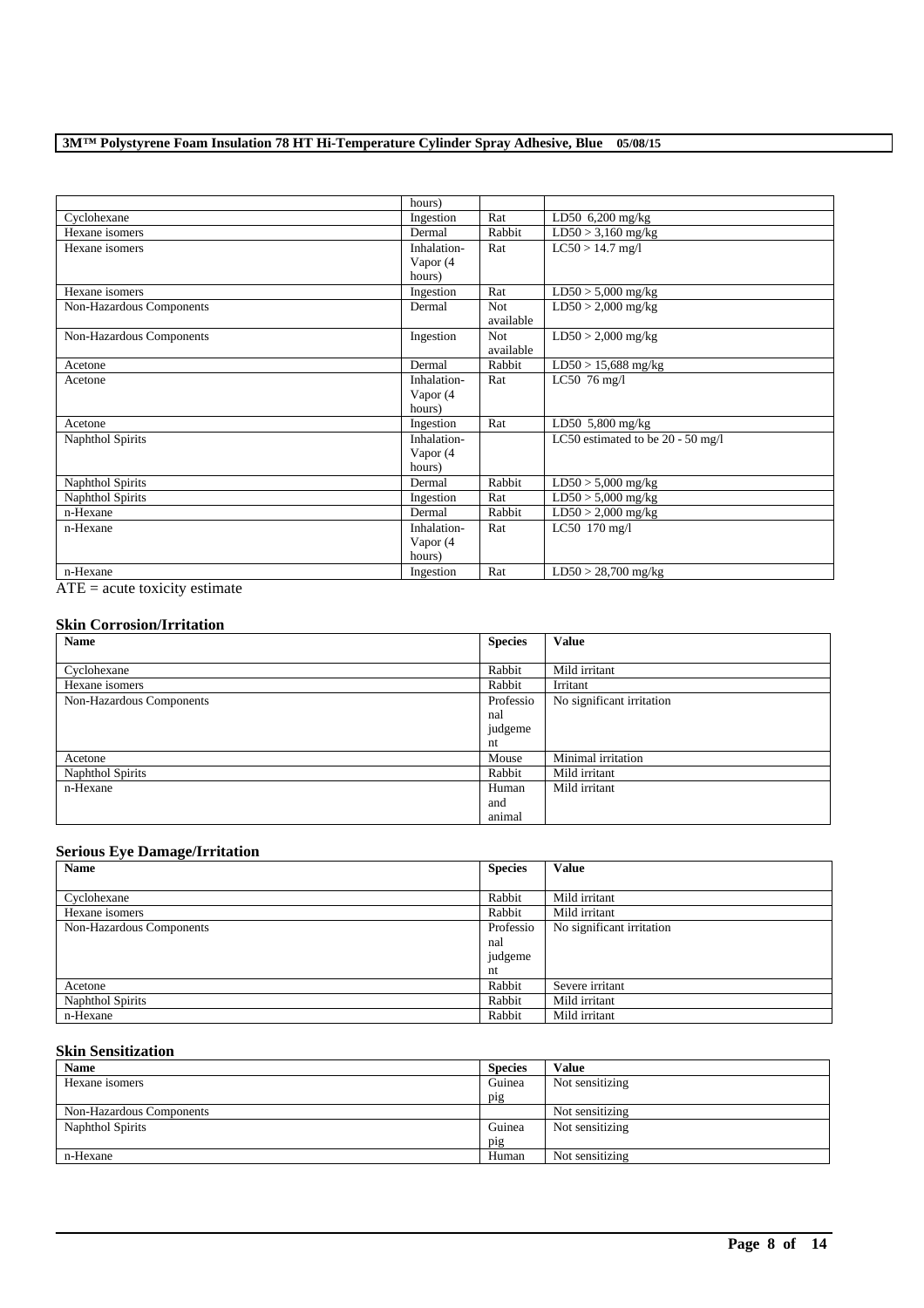|  | hours) |  |  |
| --- | --- | --- | --- |
| Cyclohexane | Ingestion | Rat | LD50 6,200 mg/kg |
| Hexane isomers | Dermal | Rabbit | LD50 > 3,160 mg/kg |
| Hexane isomers | Inhalation-Vapor (4 hours) | Rat | LC50 > 14.7 mg/l |
| Hexane isomers | Ingestion | Rat | LD50 > 5,000 mg/kg |
| Non-Hazardous Components | Dermal | Not available | LD50 > 2,000 mg/kg |
| Non-Hazardous Components | Ingestion | Not available | LD50 > 2,000 mg/kg |
| Acetone | Dermal | Rabbit | LD50 > 15,688 mg/kg |
| Acetone | Inhalation-Vapor (4 hours) | Rat | LC50 76 mg/l |
| Acetone | Ingestion | Rat | LD50 5,800 mg/kg |
| Naphthol Spirits | Inhalation-Vapor (4 hours) |  | LC50 estimated to be 20 - 50 mg/l |
| Naphthol Spirits | Dermal | Rabbit | LD50 > 5,000 mg/kg |
| Naphthol Spirits | Ingestion | Rat | LD50 > 5,000 mg/kg |
| n-Hexane | Dermal | Rabbit | LD50 > 2,000 mg/kg |
| n-Hexane | Inhalation-Vapor (4 hours) | Rat | LC50 170 mg/l |
| n-Hexane | Ingestion | Rat | LD50 > 28,700 mg/kg |

ATE = acute toxicity estimate

### Skin Corrosion/Irritation

| Name | Species | Value |
| --- | --- | --- |
| Cyclohexane | Rabbit | Mild irritant |
| Hexane isomers | Rabbit | Irritant |
| Non-Hazardous Components | Professional judgement | No significant irritation |
| Acetone | Mouse | Minimal irritation |
| Naphthol Spirits | Rabbit | Mild irritant |
| n-Hexane | Human and animal | Mild irritant |

### Serious Eye Damage/Irritation

| Name | Species | Value |
| --- | --- | --- |
| Cyclohexane | Rabbit | Mild irritant |
| Hexane isomers | Rabbit | Mild irritant |
| Non-Hazardous Components | Professional judgement | No significant irritation |
| Acetone | Rabbit | Severe irritant |
| Naphthol Spirits | Rabbit | Mild irritant |
| n-Hexane | Rabbit | Mild irritant |

### Skin Sensitization

| Name | Species | Value |
| --- | --- | --- |
| Hexane isomers | Guinea pig | Not sensitizing |
| Non-Hazardous Components |  | Not sensitizing |
| Naphthol Spirits | Guinea pig | Not sensitizing |
| n-Hexane | Human | Not sensitizing |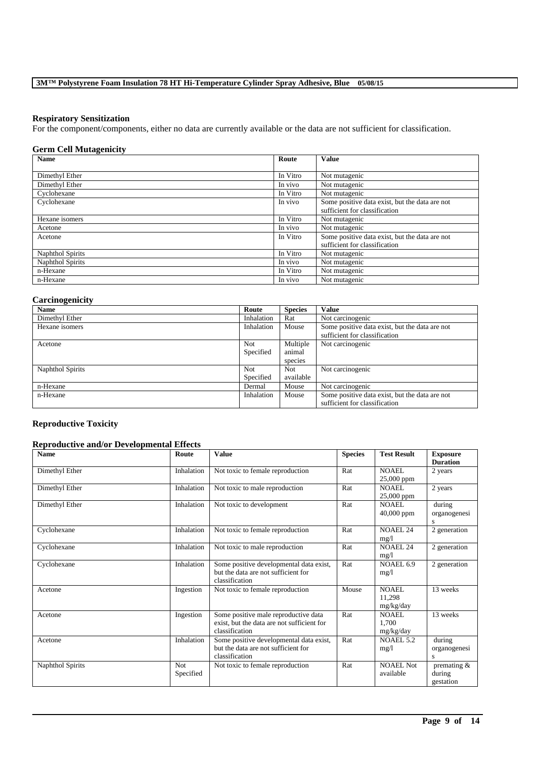### Respiratory Sensitization

For the component/components, either no data are currently available or the data are not sufficient for classification.

### Germ Cell Mutagenicity

| Name | Route | Value |
| --- | --- | --- |
| Dimethyl Ether | In Vitro | Not mutagenic |
| Dimethyl Ether | In vivo | Not mutagenic |
| Cyclohexane | In Vitro | Not mutagenic |
| Cyclohexane | In vivo | Some positive data exist, but the data are not sufficient for classification |
| Hexane isomers | In Vitro | Not mutagenic |
| Acetone | In vivo | Not mutagenic |
| Acetone | In Vitro | Some positive data exist, but the data are not sufficient for classification |
| Naphthol Spirits | In Vitro | Not mutagenic |
| Naphthol Spirits | In vivo | Not mutagenic |
| n-Hexane | In Vitro | Not mutagenic |
| n-Hexane | In vivo | Not mutagenic |

### Carcinogenicity

| Name | Route | Species | Value |
| --- | --- | --- | --- |
| Dimethyl Ether | Inhalation | Rat | Not carcinogenic |
| Hexane isomers | Inhalation | Mouse | Some positive data exist, but the data are not sufficient for classification |
| Acetone | Not Specified | Multiple animal species | Not carcinogenic |
| Naphthol Spirits | Not Specified | Not available | Not carcinogenic |
| n-Hexane | Dermal | Mouse | Not carcinogenic |
| n-Hexane | Inhalation | Mouse | Some positive data exist, but the data are not sufficient for classification |

### Reproductive Toxicity

### Reproductive and/or Developmental Effects

| Name | Route | Value | Species | Test Result | Exposure Duration |
| --- | --- | --- | --- | --- | --- |
| Dimethyl Ether | Inhalation | Not toxic to female reproduction | Rat | NOAEL 25,000 ppm | 2 years |
| Dimethyl Ether | Inhalation | Not toxic to male reproduction | Rat | NOAEL 25,000 ppm | 2 years |
| Dimethyl Ether | Inhalation | Not toxic to development | Rat | NOAEL 40,000 ppm | during organogenesis |
| Cyclohexane | Inhalation | Not toxic to female reproduction | Rat | NOAEL 24 mg/l | 2 generation |
| Cyclohexane | Inhalation | Not toxic to male reproduction | Rat | NOAEL 24 mg/l | 2 generation |
| Cyclohexane | Inhalation | Some positive developmental data exist, but the data are not sufficient for classification | Rat | NOAEL 6.9 mg/l | 2 generation |
| Acetone | Ingestion | Not toxic to female reproduction | Mouse | NOAEL 11,298 mg/kg/day | 13 weeks |
| Acetone | Ingestion | Some positive male reproductive data exist, but the data are not sufficient for classification | Rat | NOAEL 1,700 mg/kg/day | 13 weeks |
| Acetone | Inhalation | Some positive developmental data exist, but the data are not sufficient for classification | Rat | NOAEL 5.2 mg/l | during organogenesis |
| Naphthol Spirits | Not Specified | Not toxic to female reproduction | Rat | NOAEL Not available | premating & during gestation |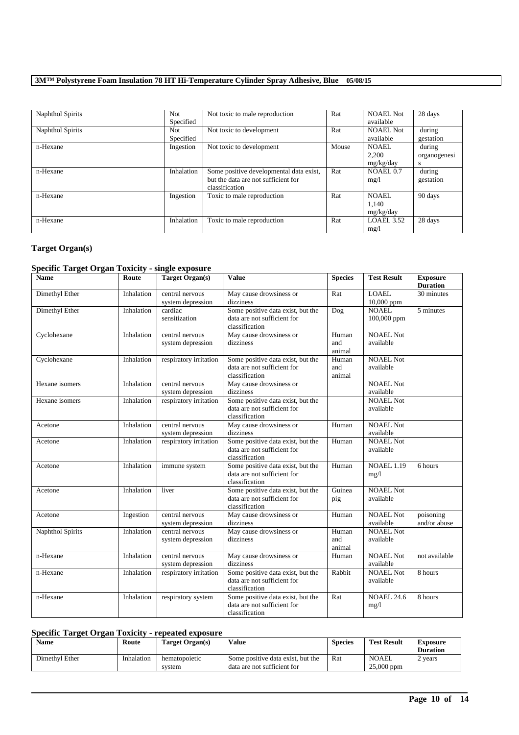| Naphthol Spirits | Not Specified | Not toxic to male reproduction | Rat | NOAEL Not available | 28 days |
|---|---|---|---|---|---|
| Naphthol Spirits | Not Specified | Not toxic to development | Rat | NOAEL Not available | during gestation |
| n-Hexane | Ingestion | Not toxic to development | Mouse | NOAEL 2,200 mg/kg/day | during organogenesis |
| n-Hexane | Inhalation | Some positive developmental data exist, but the data are not sufficient for classification | Rat | NOAEL 0.7 mg/l | during gestation |
| n-Hexane | Ingestion | Toxic to male reproduction | Rat | NOAEL 1,140 mg/kg/day | 90 days |
| n-Hexane | Inhalation | Toxic to male reproduction | Rat | LOAEL 3.52 mg/l | 28 days |

## Target Organ(s)

### Specific Target Organ Toxicity - single exposure

| Name | Route | Target Organ(s) | Value | Species | Test Result | Exposure Duration |
|---|---|---|---|---|---|---|
| Dimethyl Ether | Inhalation | central nervous system depression | May cause drowsiness or dizziness | Rat | LOAEL 10,000 ppm | 30 minutes |
| Dimethyl Ether | Inhalation | cardiac sensitization | Some positive data exist, but the data are not sufficient for classification | Dog | NOAEL 100,000 ppm | 5 minutes |
| Cyclohexane | Inhalation | central nervous system depression | May cause drowsiness or dizziness | Human and animal | NOAEL Not available | |
| Cyclohexane | Inhalation | respiratory irritation | Some positive data exist, but the data are not sufficient for classification | Human and animal | NOAEL Not available | |
| Hexane isomers | Inhalation | central nervous system depression | May cause drowsiness or dizziness | | NOAEL Not available | |
| Hexane isomers | Inhalation | respiratory irritation | Some positive data exist, but the data are not sufficient for classification | | NOAEL Not available | |
| Acetone | Inhalation | central nervous system depression | May cause drowsiness or dizziness | Human | NOAEL Not available | |
| Acetone | Inhalation | respiratory irritation | Some positive data exist, but the data are not sufficient for classification | Human | NOAEL Not available | |
| Acetone | Inhalation | immune system | Some positive data exist, but the data are not sufficient for classification | Human | NOAEL 1.19 mg/l | 6 hours |
| Acetone | Inhalation | liver | Some positive data exist, but the data are not sufficient for classification | Guinea pig | NOAEL Not available | |
| Acetone | Ingestion | central nervous system depression | May cause drowsiness or dizziness | Human | NOAEL Not available | poisoning and/or abuse |
| Naphthol Spirits | Inhalation | central nervous system depression | May cause drowsiness or dizziness | Human and animal | NOAEL Not available | |
| n-Hexane | Inhalation | central nervous system depression | May cause drowsiness or dizziness | Human | NOAEL Not available | not available |
| n-Hexane | Inhalation | respiratory irritation | Some positive data exist, but the data are not sufficient for classification | Rabbit | NOAEL Not available | 8 hours |
| n-Hexane | Inhalation | respiratory system | Some positive data exist, but the data are not sufficient for classification | Rat | NOAEL 24.6 mg/l | 8 hours |

### Specific Target Organ Toxicity - repeated exposure

| Name | Route | Target Organ(s) | Value | Species | Test Result | Exposure Duration |
|---|---|---|---|---|---|---|
| Dimethyl Ether | Inhalation | hematopoietic system | Some positive data exist, but the data are not sufficient for | Rat | NOAEL 25,000 ppm | 2 years |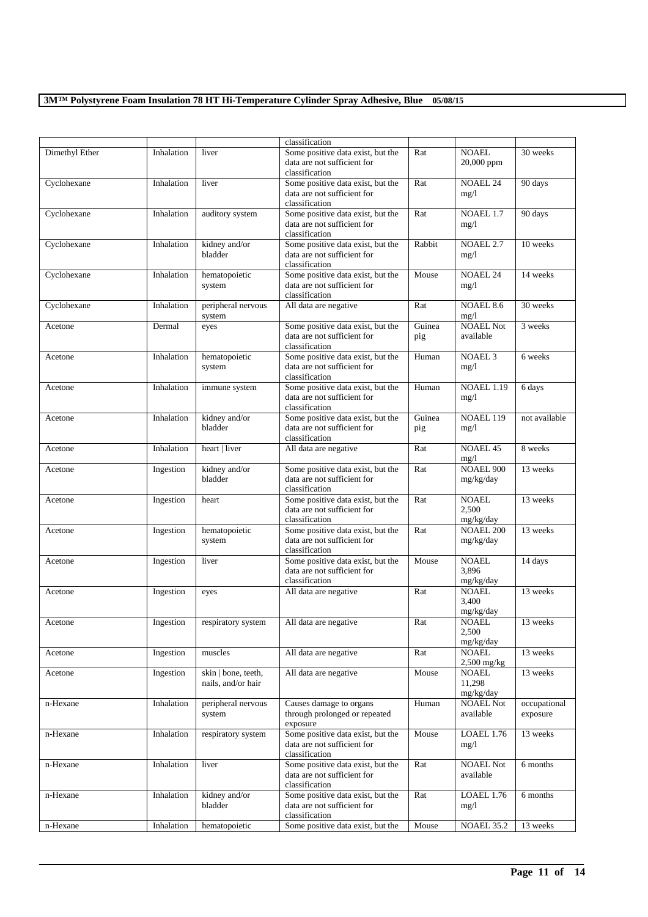| | | | classification | | | |
|---|---|---|---|---|---|---|
| Dimethyl Ether | Inhalation | liver | Some positive data exist, but the data are not sufficient for classification | Rat | NOAEL 20,000 ppm | 30 weeks |
| Cyclohexane | Inhalation | liver | Some positive data exist, but the data are not sufficient for classification | Rat | NOAEL 24 mg/l | 90 days |
| Cyclohexane | Inhalation | auditory system | Some positive data exist, but the data are not sufficient for classification | Rat | NOAEL 1.7 mg/l | 90 days |
| Cyclohexane | Inhalation | kidney and/or bladder | Some positive data exist, but the data are not sufficient for classification | Rabbit | NOAEL 2.7 mg/l | 10 weeks |
| Cyclohexane | Inhalation | hematopoietic system | Some positive data exist, but the data are not sufficient for classification | Mouse | NOAEL 24 mg/l | 14 weeks |
| Cyclohexane | Inhalation | peripheral nervous system | All data are negative | Rat | NOAEL 8.6 mg/l | 30 weeks |
| Acetone | Dermal | eyes | Some positive data exist, but the data are not sufficient for classification | Guinea pig | NOAEL Not available | 3 weeks |
| Acetone | Inhalation | hematopoietic system | Some positive data exist, but the data are not sufficient for classification | Human | NOAEL 3 mg/l | 6 weeks |
| Acetone | Inhalation | immune system | Some positive data exist, but the data are not sufficient for classification | Human | NOAEL 1.19 mg/l | 6 days |
| Acetone | Inhalation | kidney and/or bladder | Some positive data exist, but the data are not sufficient for classification | Guinea pig | NOAEL 119 mg/l | not available |
| Acetone | Inhalation | heart \| liver | All data are negative | Rat | NOAEL 45 mg/l | 8 weeks |
| Acetone | Ingestion | kidney and/or bladder | Some positive data exist, but the data are not sufficient for classification | Rat | NOAEL 900 mg/kg/day | 13 weeks |
| Acetone | Ingestion | heart | Some positive data exist, but the data are not sufficient for classification | Rat | NOAEL 2,500 mg/kg/day | 13 weeks |
| Acetone | Ingestion | hematopoietic system | Some positive data exist, but the data are not sufficient for classification | Rat | NOAEL 200 mg/kg/day | 13 weeks |
| Acetone | Ingestion | liver | Some positive data exist, but the data are not sufficient for classification | Mouse | NOAEL 3,896 mg/kg/day | 14 days |
| Acetone | Ingestion | eyes | All data are negative | Rat | NOAEL 3,400 mg/kg/day | 13 weeks |
| Acetone | Ingestion | respiratory system | All data are negative | Rat | NOAEL 2,500 mg/kg/day | 13 weeks |
| Acetone | Ingestion | muscles | All data are negative | Rat | NOAEL 2,500 mg/kg | 13 weeks |
| Acetone | Ingestion | skin \| bone, teeth, nails, and/or hair | All data are negative | Mouse | NOAEL 11,298 mg/kg/day | 13 weeks |
| n-Hexane | Inhalation | peripheral nervous system | Causes damage to organs through prolonged or repeated exposure | Human | NOAEL Not available | occupational exposure |
| n-Hexane | Inhalation | respiratory system | Some positive data exist, but the data are not sufficient for classification | Mouse | LOAEL 1.76 mg/l | 13 weeks |
| n-Hexane | Inhalation | liver | Some positive data exist, but the data are not sufficient for classification | Rat | NOAEL Not available | 6 months |
| n-Hexane | Inhalation | kidney and/or bladder | Some positive data exist, but the data are not sufficient for classification | Rat | LOAEL 1.76 mg/l | 6 months |
| n-Hexane | Inhalation | hematopoietic | Some positive data exist, but the | Mouse | NOAEL 35.2 | 13 weeks |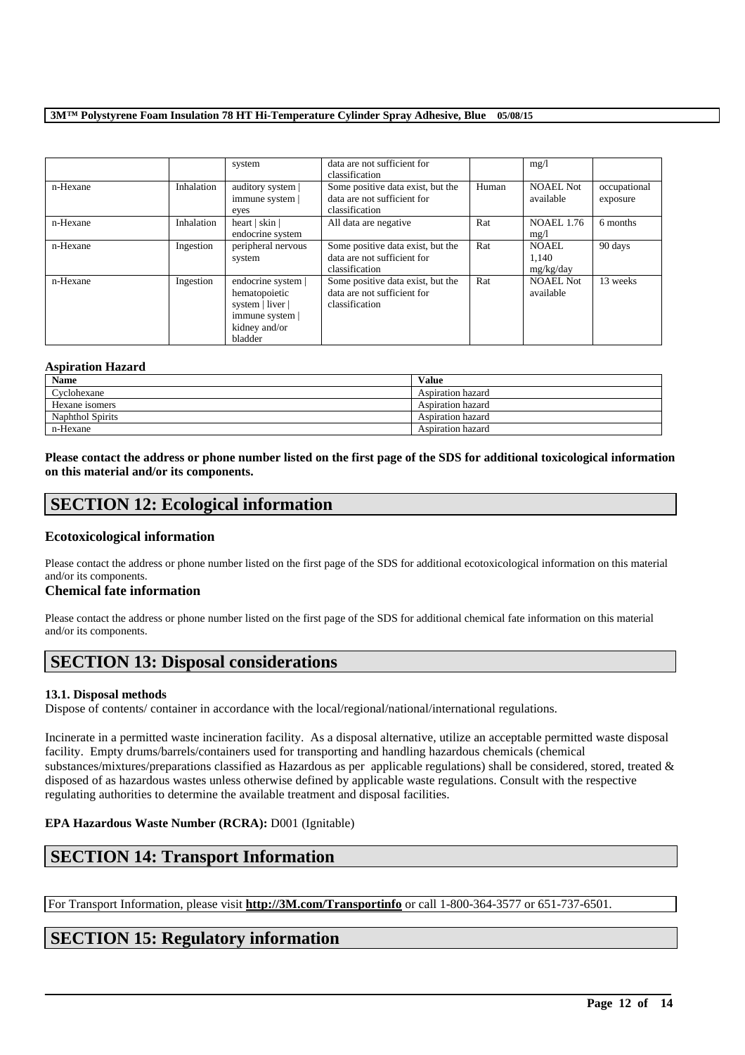| | | system | data are not sufficient for classification | | mg/l | |
|---|---|---|---|---|---|---|
| n-Hexane | Inhalation | auditory system \| immune system \| eyes | Some positive data exist, but the data are not sufficient for classification | Human | NOAEL Not available | occupational exposure |
| n-Hexane | Inhalation | heart \| skin \| endocrine system | All data are negative | Rat | NOAEL 1.76 mg/l | 6 months |
| n-Hexane | Ingestion | peripheral nervous system | Some positive data exist, but the data are not sufficient for classification | Rat | NOAEL 1,140 mg/kg/day | 90 days |
| n-Hexane | Ingestion | endocrine system \| hematopoietic system \| liver \| immune system \| kidney and/or bladder | Some positive data exist, but the data are not sufficient for classification | Rat | NOAEL Not available | 13 weeks |

**Aspiration Hazard**

| Name | Value |
|---|---|
| Cyclohexane | Aspiration hazard |
| Hexane isomers | Aspiration hazard |
| Naphthol Spirits | Aspiration hazard |
| n-Hexane | Aspiration hazard |

**Please contact the address or phone number listed on the first page of the SDS for additional toxicological information on this material and/or its components.**

## SECTION 12: Ecological information

### Ecotoxicological information

Please contact the address or phone number listed on the first page of the SDS for additional ecotoxicological information on this material and/or its components.

### Chemical fate information

Please contact the address or phone number listed on the first page of the SDS for additional chemical fate information on this material and/or its components.

## SECTION 13: Disposal considerations

**13.1. Disposal methods**

Dispose of contents/ container in accordance with the local/regional/national/international regulations.

Incinerate in a permitted waste incineration facility. As a disposal alternative, utilize an acceptable permitted waste disposal facility. Empty drums/barrels/containers used for transporting and handling hazardous chemicals (chemical substances/mixtures/preparations classified as Hazardous as per applicable regulations) shall be considered, stored, treated & disposed of as hazardous wastes unless otherwise defined by applicable waste regulations. Consult with the respective regulating authorities to determine the available treatment and disposal facilities.

**EPA Hazardous Waste Number (RCRA):** D001 (Ignitable)

## SECTION 14: Transport Information

For Transport Information, please visit **http://3M.com/Transportinfo** or call 1-800-364-3577 or 651-737-6501.

## SECTION 15: Regulatory information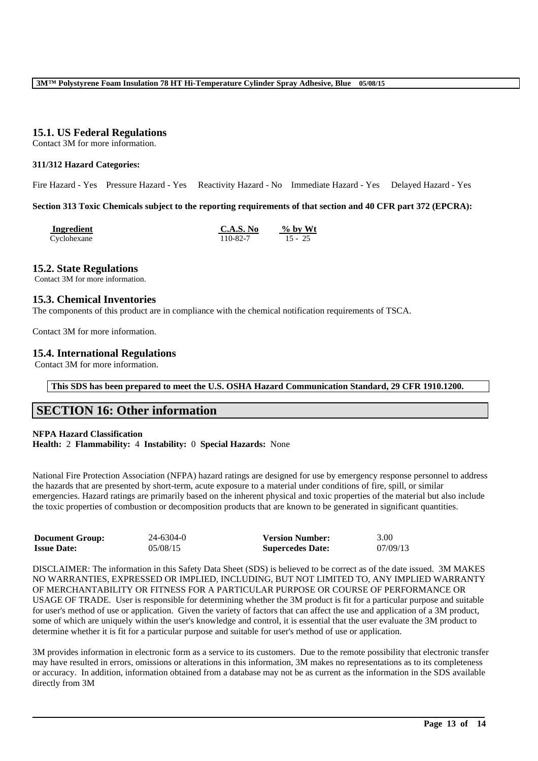## 15.1. US Federal Regulations

Contact 3M for more information.

**311/312 Hazard Categories:**

Fire Hazard - Yes  Pressure Hazard - Yes  Reactivity Hazard - No  Immediate Hazard - Yes  Delayed Hazard - Yes

**Section 313 Toxic Chemicals subject to the reporting requirements of that section and 40 CFR part 372 (EPCRA):**

| Ingredient | C.A.S. No | % by Wt |
|---|---|---|
| Cyclohexane | 110-82-7 | 15 - 25 |

## 15.2. State Regulations

Contact 3M for more information.

## 15.3. Chemical Inventories

The components of this product are in compliance with the chemical notification requirements of TSCA.

Contact 3M for more information.

## 15.4. International Regulations

Contact 3M for more information.

**This SDS has been prepared to meet the U.S. OSHA Hazard Communication Standard, 29 CFR 1910.1200.**

# SECTION 16: Other information

**NFPA Hazard Classification**

**Health:** 2 **Flammability:** 4 **Instability:** 0 **Special Hazards:** None

National Fire Protection Association (NFPA) hazard ratings are designed for use by emergency response personnel to address the hazards that are presented by short-term, acute exposure to a material under conditions of fire, spill, or similar emergencies. Hazard ratings are primarily based on the inherent physical and toxic properties of the material but also include the toxic properties of combustion or decomposition products that are known to be generated in significant quantities.

| | | | |
|---|---|---|---|
| **Document Group:** | 24-6304-0 | **Version Number:** | 3.00 |
| **Issue Date:** | 05/08/15 | **Supercedes Date:** | 07/09/13 |

DISCLAIMER: The information in this Safety Data Sheet (SDS) is believed to be correct as of the date issued. 3M MAKES NO WARRANTIES, EXPRESSED OR IMPLIED, INCLUDING, BUT NOT LIMITED TO, ANY IMPLIED WARRANTY OF MERCHANTABILITY OR FITNESS FOR A PARTICULAR PURPOSE OR COURSE OF PERFORMANCE OR USAGE OF TRADE. User is responsible for determining whether the 3M product is fit for a particular purpose and suitable for user's method of use or application. Given the variety of factors that can affect the use and application of a 3M product, some of which are uniquely within the user's knowledge and control, it is essential that the user evaluate the 3M product to determine whether it is fit for a particular purpose and suitable for user's method of use or application.

3M provides information in electronic form as a service to its customers. Due to the remote possibility that electronic transfer may have resulted in errors, omissions or alterations in this information, 3M makes no representations as to its completeness or accuracy. In addition, information obtained from a database may not be as current as the information in the SDS available directly from 3M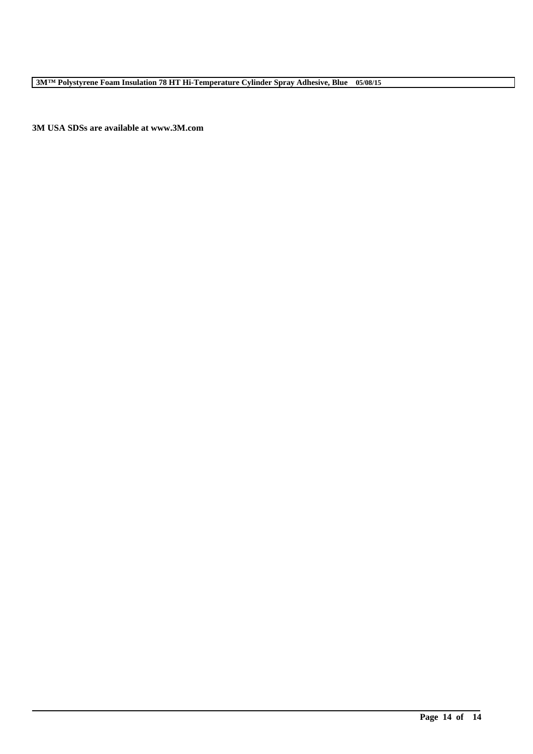**3M USA SDSs are available at www.3M.com**